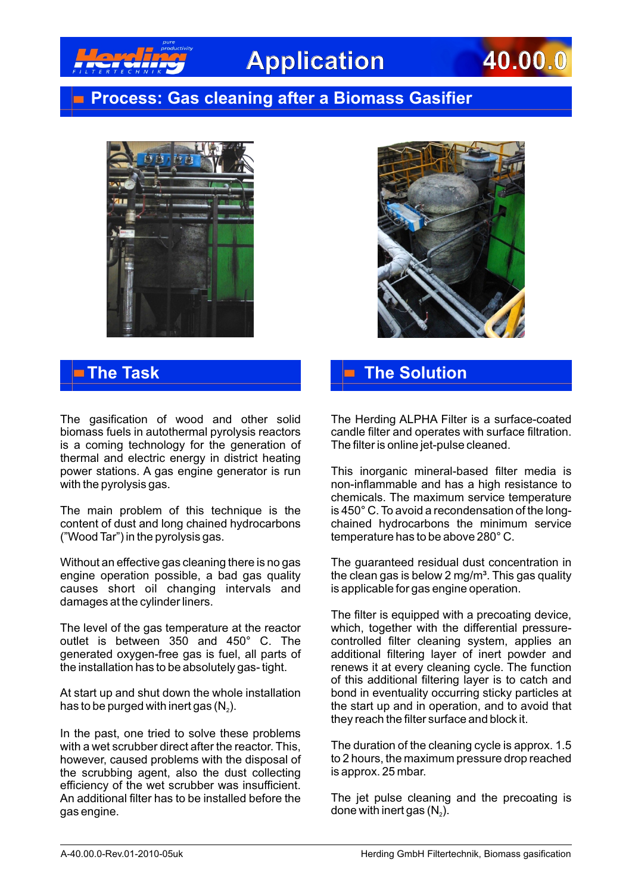# Application 40.00.0

## Process: Gas cleaning after a Biomass Gasifier

## The Task

The gasification of wood and other solid biomass fuels in autothermal pyrolysis reactors is a coming technology for the generation of thermal and electric energy in district heating power stations. A gas engine generator is run with the pyrolysis gas.

The main problem of this technique is the content of dust and long chained hydrocarbons ("Wood Tar") in the pyrolysis gas.

Without an effective gas cleaning there is no gas engine operation possible, a bad gas quality causes short oil changing intervals and damages at the cylinder liners.

The level of the gas temperature at the reactor outlet is between 350 and 450° C. The generated oxygen-free gas is fuel, all parts of the installation has to be absolutely gas- tight.

At start up and shut down the whole installation has to be purged with inert gas ($N_2$).

In the past, one tried to solve these problems with a wet scrubber direct after the reactor. This, however, caused problems with the disposal of the scrubbing agent, also the dust collecting efficiency of the wet scrubber was insufficient. An additional filter has to be installed before the gas engine.

## The Solution

The Herding ALPHA Filter is a surface-coated candle filter and operates with surface filtration. The filter is online jet-pulse cleaned.

This inorganic mineral-based filter media is non-inflammable and has a high resistance to chemicals. The maximum service temperature is 450° C. To avoid a recondensation of the long-chained hydrocarbons the minimum service temperature has to be above 280° C.

The guaranteed residual dust concentration in the clean gas is below 2 mg/m³. This gas quality is applicable for gas engine operation.

The filter is equipped with a precoating device, which, together with the differential pressure-controlled filter cleaning system, applies an additional filtering layer of inert powder and renews it at every cleaning cycle. The function of this additional filtering layer is to catch and bond in eventuality occurring sticky particles at the start up and in operation, and to avoid that they reach the filter surface and block it.

The duration of the cleaning cycle is approx. 1.5 to 2 hours, the maximum pressure drop reached is approx. 25 mbar.

The jet pulse cleaning and the precoating is done with inert gas ($N_2$).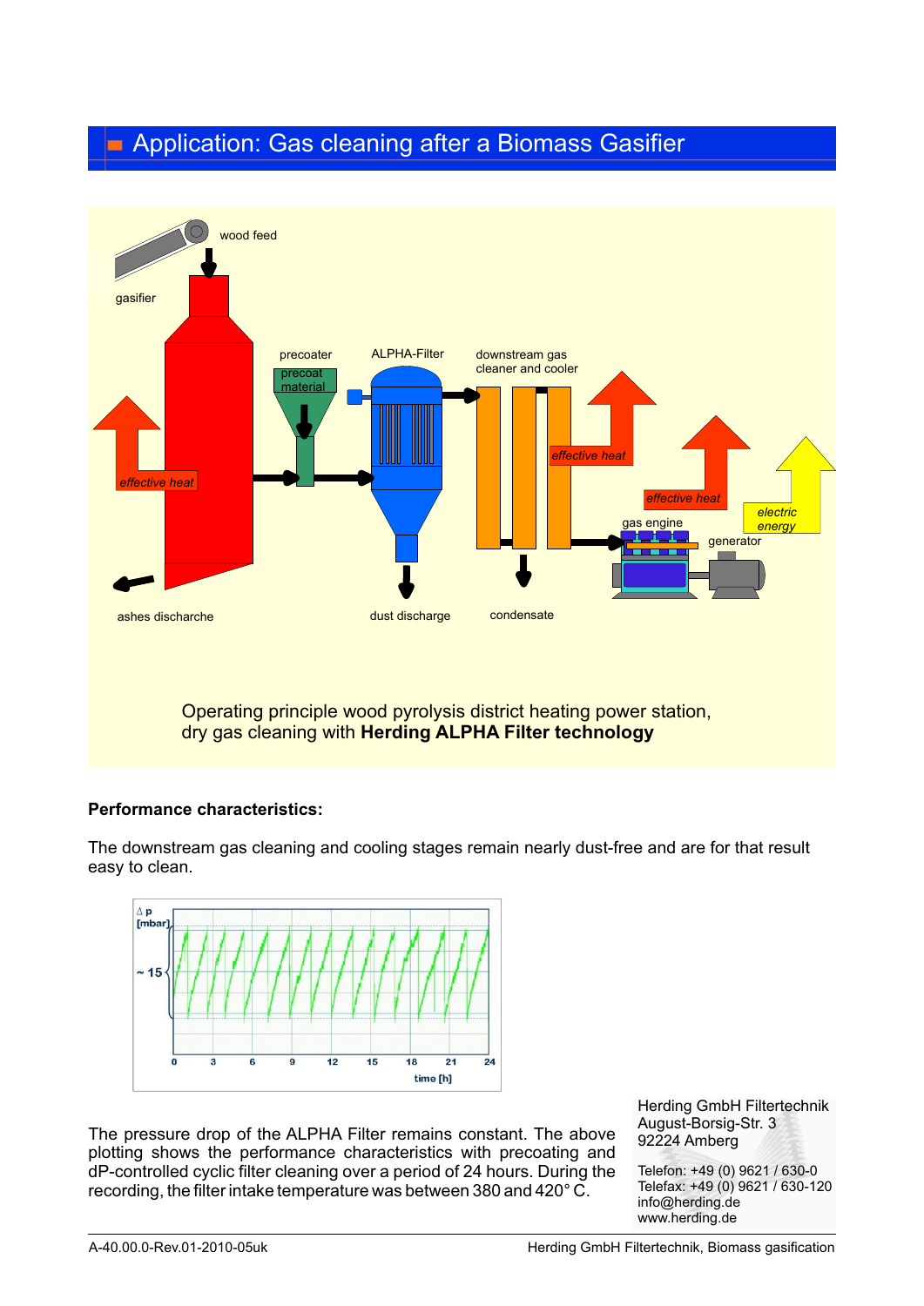## Application: Gas cleaning after a Biomass Gasifier

wood feed

gasifier

precoater

precoat material

ALPHA-Filter

downstream gas cleaner and cooler

effective heat

effective heat

effective heat

electric energy

gas engine

generator

ashes discharche

dust discharge

condensate

Operating principle wood pyrolysis district heating power station, dry gas cleaning with **Herding ALPHA Filter technology**

**Performance characteristics:**

The downstream gas cleaning and cooling stages remain nearly dust-free and are for that result easy to clean.

Δ p
[mbar]

~ 15

0 3 6 9 12 15 18 21 24

time [h]

The pressure drop of the ALPHA Filter remains constant. The above plotting shows the performance characteristics with precoating and dP-controlled cyclic filter cleaning over a period of 24 hours. During the recording, the filter intake temperature was between 380 and 420° C.

Herding GmbH Filtertechnik
August-Borsig-Str. 3
92224 Amberg

Telefon: +49 (0) 9621 / 630-0
Telefax: +49 (0) 9621 / 630-120
info@herding.de
www.herding.de

A-40.00.0-Rev.01-2010-05uk